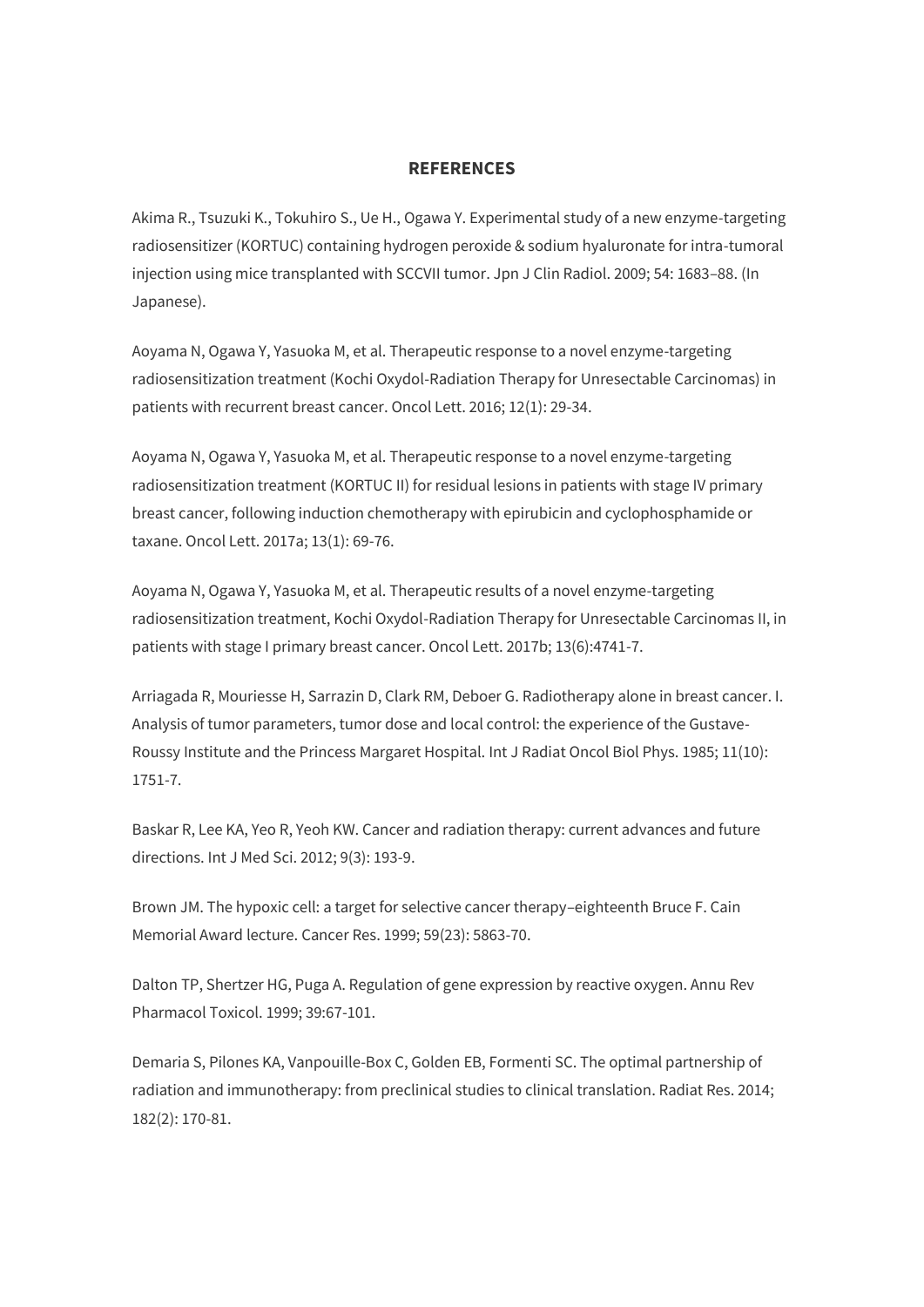## REFERENCES

Akima R., Tsuzuki K., Tokuhiro S., Ue H., Ogawa Y. Experimental study of a new enzyme-targeting radiosensitizer (KORTUC) containing hydrogen peroxide & sodium hyaluronate for intra-tumoral injection using mice transplanted with SCCVII tumor. Jpn J Clin Radiol. 2009; 54: 1683–88. (In Japanese).

Aoyama N, Ogawa Y, Yasuoka M, et al. Therapeutic response to a novel enzyme-targeting radiosensitization treatment (Kochi Oxydol-Radiation Therapy for Unresectable Carcinomas) in patients with recurrent breast cancer. Oncol Lett. 2016; 12(1): 29-34.

Aoyama N, Ogawa Y, Yasuoka M, et al. Therapeutic response to a novel enzyme-targeting radiosensitization treatment (KORTUC II) for residual lesions in patients with stage IV primary breast cancer, following induction chemotherapy with epirubicin and cyclophosphamide or taxane. Oncol Lett. 2017a; 13(1): 69-76.

Aoyama N, Ogawa Y, Yasuoka M, et al. Therapeutic results of a novel enzyme-targeting radiosensitization treatment, Kochi Oxydol-Radiation Therapy for Unresectable Carcinomas II, in patients with stage I primary breast cancer. Oncol Lett. 2017b; 13(6):4741-7.

Arriagada R, Mouriesse H, Sarrazin D, Clark RM, Deboer G. Radiotherapy alone in breast cancer. I. Analysis of tumor parameters, tumor dose and local control: the experience of the Gustave-Roussy Institute and the Princess Margaret Hospital. Int J Radiat Oncol Biol Phys. 1985; 11(10): 1751-7.

Baskar R, Lee KA, Yeo R, Yeoh KW. Cancer and radiation therapy: current advances and future directions. Int J Med Sci. 2012; 9(3): 193-9.

Brown JM. The hypoxic cell: a target for selective cancer therapy–eighteenth Bruce F. Cain Memorial Award lecture. Cancer Res. 1999; 59(23): 5863-70.

Dalton TP, Shertzer HG, Puga A. Regulation of gene expression by reactive oxygen. Annu Rev Pharmacol Toxicol. 1999; 39:67-101.

Demaria S, Pilones KA, Vanpouille-Box C, Golden EB, Formenti SC. The optimal partnership of radiation and immunotherapy: from preclinical studies to clinical translation. Radiat Res. 2014; 182(2): 170-81.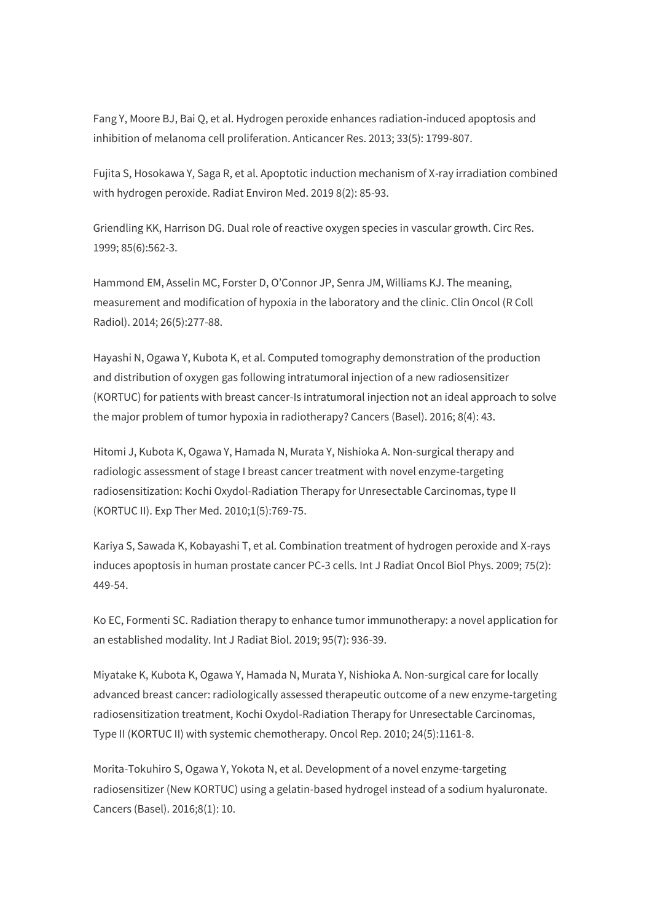Fang Y, Moore BJ, Bai Q, et al. Hydrogen peroxide enhances radiation-induced apoptosis and inhibition of melanoma cell proliferation. Anticancer Res. 2013; 33(5): 1799-807.

Fujita S, Hosokawa Y, Saga R, et al. Apoptotic induction mechanism of X-ray irradiation combined with hydrogen peroxide. Radiat Environ Med. 2019 8(2): 85-93.

Griendling KK, Harrison DG. Dual role of reactive oxygen species in vascular growth. Circ Res. 1999; 85(6):562-3.

Hammond EM, Asselin MC, Forster D, O'Connor JP, Senra JM, Williams KJ. The meaning, measurement and modification of hypoxia in the laboratory and the clinic. Clin Oncol (R Coll Radiol). 2014; 26(5):277-88.

Hayashi N, Ogawa Y, Kubota K, et al. Computed tomography demonstration of the production and distribution of oxygen gas following intratumoral injection of a new radiosensitizer (KORTUC) for patients with breast cancer-Is intratumoral injection not an ideal approach to solve the major problem of tumor hypoxia in radiotherapy? Cancers (Basel). 2016; 8(4): 43.

Hitomi J, Kubota K, Ogawa Y, Hamada N, Murata Y, Nishioka A. Non-surgical therapy and radiologic assessment of stage I breast cancer treatment with novel enzyme-targeting radiosensitization: Kochi Oxydol-Radiation Therapy for Unresectable Carcinomas, type II (KORTUC II). Exp Ther Med. 2010;1(5):769-75.

Kariya S, Sawada K, Kobayashi T, et al. Combination treatment of hydrogen peroxide and X-rays induces apoptosis in human prostate cancer PC-3 cells. Int J Radiat Oncol Biol Phys. 2009; 75(2): 449-54.

Ko EC, Formenti SC. Radiation therapy to enhance tumor immunotherapy: a novel application for an established modality. Int J Radiat Biol. 2019; 95(7): 936-39.

Miyatake K, Kubota K, Ogawa Y, Hamada N, Murata Y, Nishioka A. Non-surgical care for locally advanced breast cancer: radiologically assessed therapeutic outcome of a new enzyme-targeting radiosensitization treatment, Kochi Oxydol-Radiation Therapy for Unresectable Carcinomas, Type II (KORTUC II) with systemic chemotherapy. Oncol Rep. 2010; 24(5):1161-8.

Morita-Tokuhiro S, Ogawa Y, Yokota N, et al. Development of a novel enzyme-targeting radiosensitizer (New KORTUC) using a gelatin-based hydrogel instead of a sodium hyaluronate. Cancers (Basel). 2016;8(1): 10.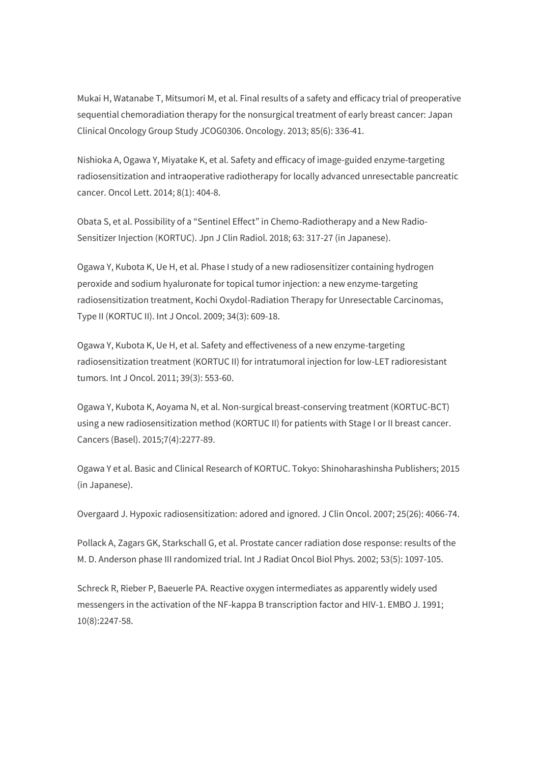Mukai H, Watanabe T, Mitsumori M, et al. Final results of a safety and efficacy trial of preoperative sequential chemoradiation therapy for the nonsurgical treatment of early breast cancer: Japan Clinical Oncology Group Study JCOG0306. Oncology. 2013; 85(6): 336-41.

Nishioka A, Ogawa Y, Miyatake K, et al. Safety and efficacy of image-guided enzyme-targeting radiosensitization and intraoperative radiotherapy for locally advanced unresectable pancreatic cancer. Oncol Lett. 2014; 8(1): 404-8.

Obata S, et al. Possibility of a "Sentinel Effect" in Chemo-Radiotherapy and a New Radio-Sensitizer Injection (KORTUC). Jpn J Clin Radiol. 2018; 63: 317-27 (in Japanese).

Ogawa Y, Kubota K, Ue H, et al. Phase I study of a new radiosensitizer containing hydrogen peroxide and sodium hyaluronate for topical tumor injection: a new enzyme-targeting radiosensitization treatment, Kochi Oxydol-Radiation Therapy for Unresectable Carcinomas, Type II (KORTUC II). Int J Oncol. 2009; 34(3): 609-18.

Ogawa Y, Kubota K, Ue H, et al. Safety and effectiveness of a new enzyme-targeting radiosensitization treatment (KORTUC II) for intratumoral injection for low-LET radioresistant tumors. Int J Oncol. 2011; 39(3): 553-60.

Ogawa Y, Kubota K, Aoyama N, et al. Non-surgical breast-conserving treatment (KORTUC-BCT) using a new radiosensitization method (KORTUC II) for patients with Stage I or II breast cancer. Cancers (Basel). 2015;7(4):2277-89.

Ogawa Y et al. Basic and Clinical Research of KORTUC. Tokyo: Shinoharashinsha Publishers; 2015 (in Japanese).

Overgaard J. Hypoxic radiosensitization: adored and ignored. J Clin Oncol. 2007; 25(26): 4066-74.

Pollack A, Zagars GK, Starkschall G, et al. Prostate cancer radiation dose response: results of the M. D. Anderson phase III randomized trial. Int J Radiat Oncol Biol Phys. 2002; 53(5): 1097-105.

Schreck R, Rieber P, Baeuerle PA. Reactive oxygen intermediates as apparently widely used messengers in the activation of the NF-kappa B transcription factor and HIV-1. EMBO J. 1991; 10(8):2247-58.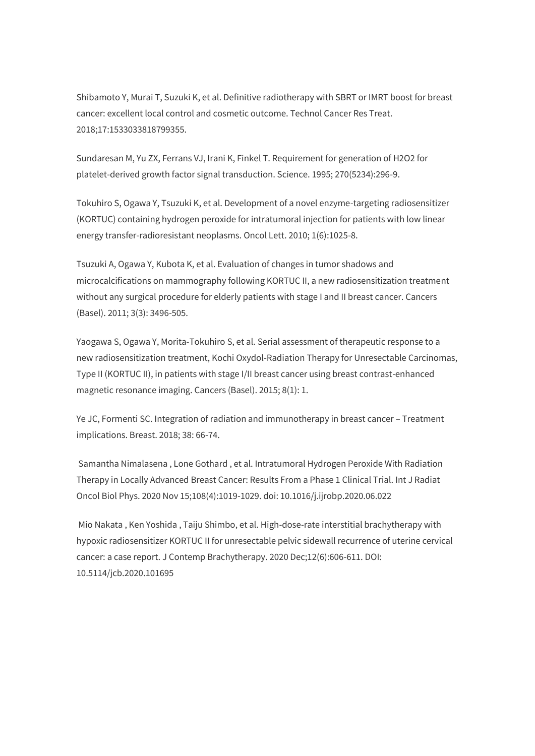Shibamoto Y, Murai T, Suzuki K, et al. Definitive radiotherapy with SBRT or IMRT boost for breast cancer: excellent local control and cosmetic outcome. Technol Cancer Res Treat. 2018;17:1533033818799355.

Sundaresan M, Yu ZX, Ferrans VJ, Irani K, Finkel T. Requirement for generation of H2O2 for platelet-derived growth factor signal transduction. Science. 1995; 270(5234):296-9.

Tokuhiro S, Ogawa Y, Tsuzuki K, et al. Development of a novel enzyme-targeting radiosensitizer (KORTUC) containing hydrogen peroxide for intratumoral injection for patients with low linear energy transfer-radioresistant neoplasms. Oncol Lett. 2010; 1(6):1025-8.

Tsuzuki A, Ogawa Y, Kubota K, et al. Evaluation of changes in tumor shadows and microcalcifications on mammography following KORTUC II, a new radiosensitization treatment without any surgical procedure for elderly patients with stage I and II breast cancer. Cancers (Basel). 2011; 3(3): 3496-505.

Yaogawa S, Ogawa Y, Morita-Tokuhiro S, et al. Serial assessment of therapeutic response to a new radiosensitization treatment, Kochi Oxydol-Radiation Therapy for Unresectable Carcinomas, Type II (KORTUC II), in patients with stage I/II breast cancer using breast contrast-enhanced magnetic resonance imaging. Cancers (Basel). 2015; 8(1): 1.

Ye JC, Formenti SC. Integration of radiation and immunotherapy in breast cancer – Treatment implications. Breast. 2018; 38: 66-74.

Samantha Nimalasena , Lone Gothard , et al. Intratumoral Hydrogen Peroxide With Radiation Therapy in Locally Advanced Breast Cancer: Results From a Phase 1 Clinical Trial. Int J Radiat Oncol Biol Phys. 2020 Nov 15;108(4):1019-1029. doi: 10.1016/j.ijrobp.2020.06.022

Mio Nakata , Ken Yoshida , Taiju Shimbo, et al. High-dose-rate interstitial brachytherapy with hypoxic radiosensitizer KORTUC II for unresectable pelvic sidewall recurrence of uterine cervical cancer: a case report. J Contemp Brachytherapy. 2020 Dec;12(6):606-611. DOI: 10.5114/jcb.2020.101695